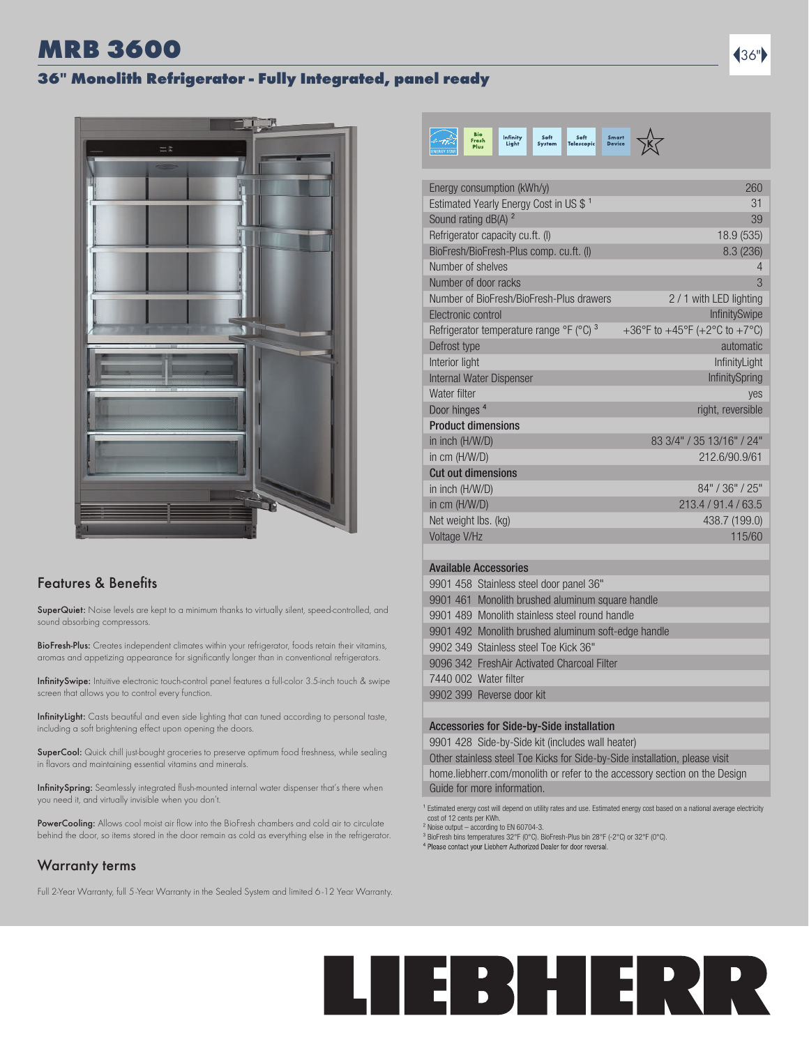# MRB 3600

## 36" Monolith Refrigerator - Fully Integrated, panel ready

36"

| Specification | Value |
| --- | --- |
| Energy consumption (kWh/y) | 260 |
| Estimated Yearly Energy Cost in US $ [1] | 31 |
| Sound rating dB(A) [2] | 39 |
| Refrigerator capacity cu.ft. (l) | 18.9 (535) |
| BioFresh/BioFresh-Plus comp. cu.ft. (l) | 8.3 (236) |
| Number of shelves | 4 |
| Number of door racks | 3 |
| Number of BioFresh/BioFresh-Plus drawers | 2 / 1 with LED lighting |
| Electronic control | InfinitySwipe |
| Refrigerator temperature range °F (°C) [3] | +36°F to +45°F (+2°C to +7°C) |
| Defrost type | automatic |
| Interior light | InfinityLight |
| Internal Water Dispenser | InfinitySpring |
| Water filter | yes |
| Door hinges [4] | right, reversible |
| **Product dimensions** | |
| in inch (H/W/D) | 83 3/4" / 35 13/16" / 24" |
| in cm (H/W/D) | 212.6/90.9/61 |
| **Cut out dimensions** | |
| in inch (H/W/D) | 84" / 36" / 25" |
| in cm (H/W/D) | 213.4 / 91.4 / 63.5 |
| Net weight lbs. (kg) | 438.7 (199.0) |
| Voltage V/Hz | 115/60 |

### Available Accessories

- 9901 458 Stainless steel door panel 36"
- 9901 461 Monolith brushed aluminum square handle
- 9901 489 Monolith stainless steel round handle
- 9901 492 Monolith brushed aluminum soft-edge handle
- 9902 349 Stainless steel Toe Kick 36"
- 9096 342 FreshAir Activated Charcoal Filter
- 7440 002 Water filter
- 9902 399 Reverse door kit

### Accessories for Side-by-Side installation

- 9901 428 Side-by-Side kit (includes wall heater)

Other stainless steel Toe Kicks for Side-by-Side installation, please visit home.liebherr.com/monolith or refer to the accessory section on the Design Guide for more information.

[1] Estimated energy cost will depend on utility rates and use. Estimated energy cost based on a national average electricity cost of 12 cents per KWh.
[2] Noise output – according to EN 60704-3.
[3] BioFresh bins temperatures 32°F (0°C). BioFresh-Plus bin 28°F (-2°C) or 32°F (0°C).
[4] Please contact your Liebherr Authorized Dealer for door reversal.

## Features & Benefits

**SuperQuiet:** Noise levels are kept to a minimum thanks to virtually silent, speed-controlled, and sound absorbing compressors.

**BioFresh-Plus:** Creates independent climates within your refrigerator, foods retain their vitamins, aromas and appetizing appearance for significantly longer than in conventional refrigerators.

**InfinitySwipe:** Intuitive electronic touch-control panel features a full-color 3.5-inch touch & swipe screen that allows you to control every function.

**InfinityLight:** Casts beautiful and even side lighting that can tuned according to personal taste, including a soft brightening effect upon opening the doors.

**SuperCool:** Quick chill just-bought groceries to preserve optimum food freshness, while sealing in flavors and maintaining essential vitamins and minerals.

**InfinitySpring:** Seamlessly integrated flush-mounted internal water dispenser that's there when you need it, and virtually invisible when you don't.

**PowerCooling:** Allows cool moist air flow into the BioFresh chambers and cold air to circulate behind the door, so items stored in the door remain as cold as everything else in the refrigerator.

## Warranty terms

Full 2-Year Warranty, full 5-Year Warranty in the Sealed System and limited 6-12 Year Warranty.

LIEBHERR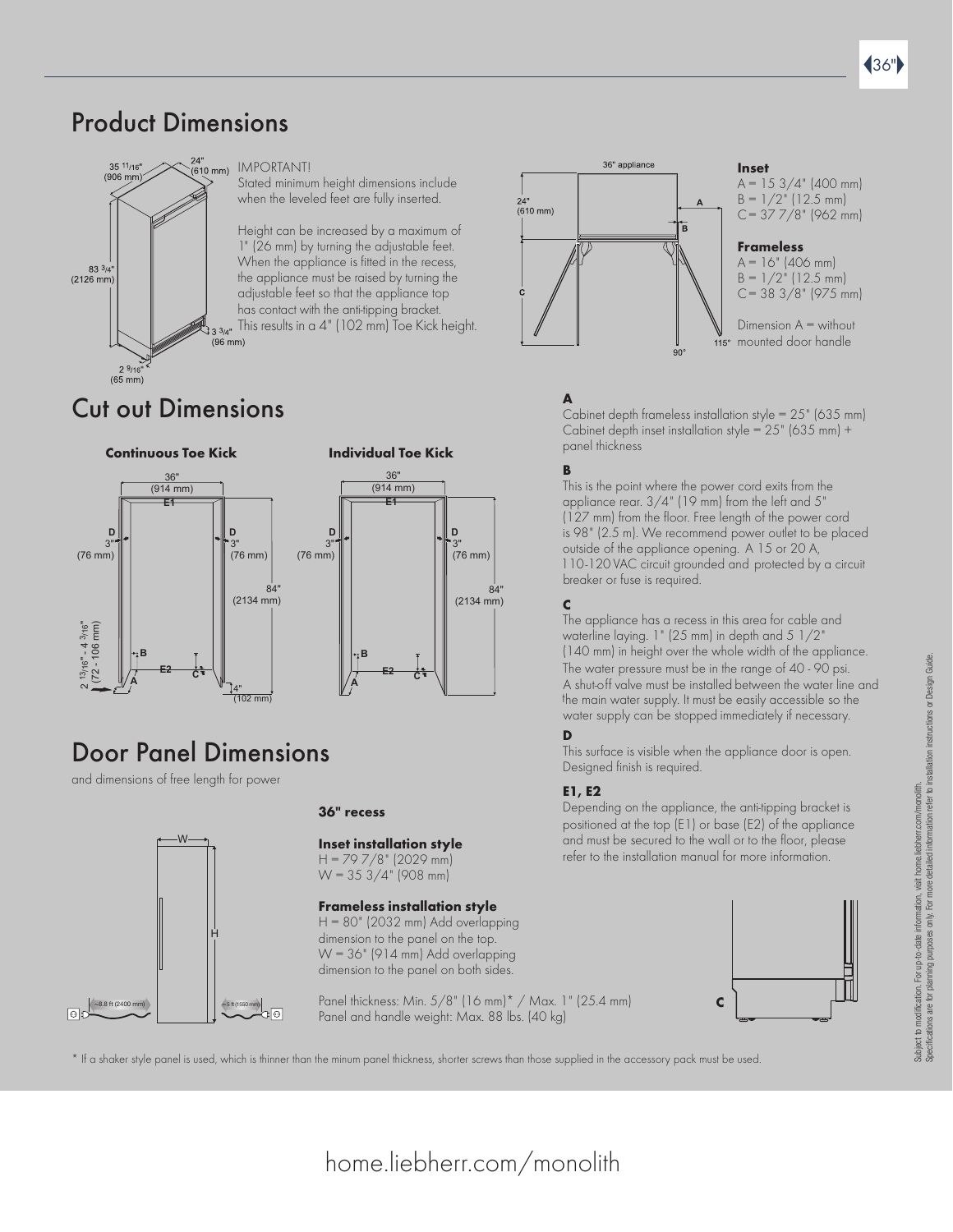# Product Dimensions

35 11/16" (906 mm)
24" (610 mm)
83 3/4" (2126 mm)
3 3/4" (96 mm)
2 9/16" (65 mm)

IMPORTANT!
Stated minimum height dimensions include when the leveled feet are fully inserted.

Height can be increased by a maximum of 1" (26 mm) by turning the adjustable feet. When the appliance is fitted in the recess, the appliance must be raised by turning the adjustable feet so that the appliance top has contact with the anti-tipping bracket. This results in a 4" (102 mm) Toe Kick height.

36" appliance
24" (610 mm)
A
B
C
90°
115°

**Inset**
A = 15 3/4" (400 mm)
B = 1/2" (12.5 mm)
C = 37 7/8" (962 mm)

**Frameless**
A = 16" (406 mm)
B = 1/2" (12.5 mm)
C = 38 3/8" (975 mm)

Dimension A = without mounted door handle

# Cut out Dimensions

**Continuous Toe Kick**

36" (914 mm)
E1
D 3" (76 mm)
D 3" (76 mm)
84" (2134 mm)
2 13/16" - 4 3/16" (72 - 106 mm)
B
E2
C
A
4" (102 mm)

**Individual Toe Kick**

36" (914 mm)
E1
D 3" (76 mm)
D 3" (76 mm)
84" (2134 mm)
B
E2
C
A

**A**
Cabinet depth frameless installation style = 25" (635 mm)
Cabinet depth inset installation style = 25" (635 mm) + panel thickness

**B**
This is the point where the power cord exits from the appliance rear. 3/4" (19 mm) from the left and 5" (127 mm) from the floor. Free length of the power cord is 98" (2.5 m). We recommend power outlet to be placed outside of the appliance opening. A 15 or 20 A, 110-120 VAC circuit grounded and protected by a circuit breaker or fuse is required.

**C**
The appliance has a recess in this area for cable and waterline laying. 1" (25 mm) in depth and 5 1/2" (140 mm) in height over the whole width of the appliance. The water pressure must be in the range of 40 - 90 psi. A shut-off valve must be installed between the water line and the main water supply. It must be easily accessible so the water supply can be stopped immediately if necessary.

**D**
This surface is visible when the appliance door is open. Designed finish is required.

**E1, E2**
Depending on the appliance, the anti-tipping bracket is positioned at the top (E1) or base (E2) of the appliance and must be secured to the wall or to the floor, please refer to the installation manual for more information.

# Door Panel Dimensions

and dimensions of free length for power

W
H
~8.8 ft (2400 mm)
~5 ft (1550 mm)

**36" recess**

**Inset installation style**
H = 79 7/8" (2029 mm)
W = 35 3/4" (908 mm)

**Frameless installation style**
H = 80" (2032 mm) Add overlapping dimension to the panel on the top.
W = 36" (914 mm) Add overlapping dimension to the panel on both sides.

Panel thickness: Min. 5/8" (16 mm)* / Max. 1" (25.4 mm)
Panel and handle weight: Max. 88 lbs. (40 kg)

C

\* If a shaker style panel is used, which is thinner than the minum panel thickness, shorter screws than those supplied in the accessory pack must be used.

Subject to modification. For up-to-date information, visit home.liebherr.com/monolith.
Specifications are for planning purposes only. For more detailed information refer to installation instructions or Design Guide.

home.liebherr.com/monolith